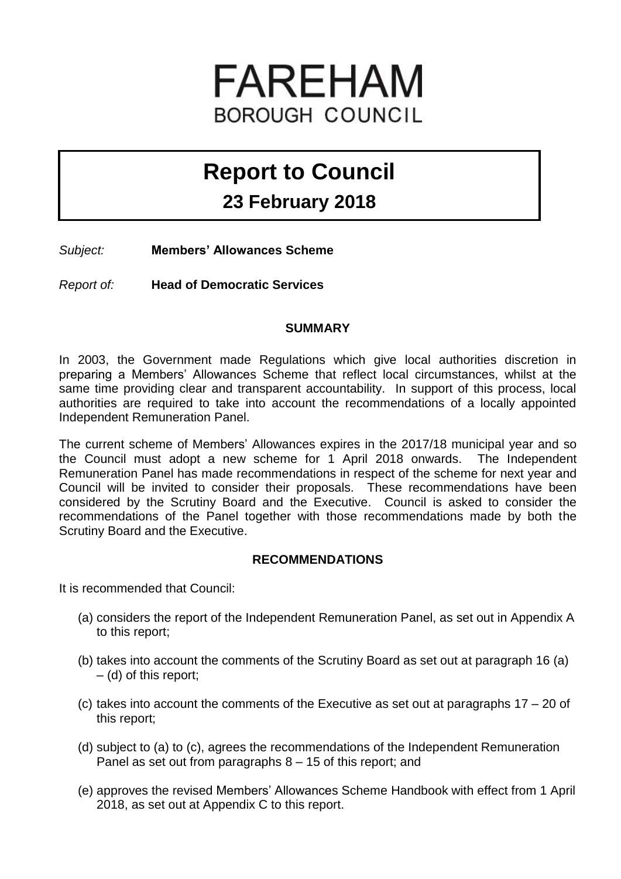# FAREHAM
BOROUGH COUNCIL

# Report to Council

## 23 February 2018

*Subject:* **Members' Allowances Scheme**

*Report of:* **Head of Democratic Services**

### SUMMARY

In 2003, the Government made Regulations which give local authorities discretion in preparing a Members' Allowances Scheme that reflect local circumstances, whilst at the same time providing clear and transparent accountability. In support of this process, local authorities are required to take into account the recommendations of a locally appointed Independent Remuneration Panel.

The current scheme of Members' Allowances expires in the 2017/18 municipal year and so the Council must adopt a new scheme for 1 April 2018 onwards. The Independent Remuneration Panel has made recommendations in respect of the scheme for next year and Council will be invited to consider their proposals. These recommendations have been considered by the Scrutiny Board and the Executive. Council is asked to consider the recommendations of the Panel together with those recommendations made by both the Scrutiny Board and the Executive.

### RECOMMENDATIONS

It is recommended that Council:

(a) considers the report of the Independent Remuneration Panel, as set out in Appendix A to this report;

(b) takes into account the comments of the Scrutiny Board as set out at paragraph 16 (a) – (d) of this report;

(c) takes into account the comments of the Executive as set out at paragraphs 17 – 20 of this report;

(d) subject to (a) to (c), agrees the recommendations of the Independent Remuneration Panel as set out from paragraphs 8 – 15 of this report; and

(e) approves the revised Members' Allowances Scheme Handbook with effect from 1 April 2018, as set out at Appendix C to this report.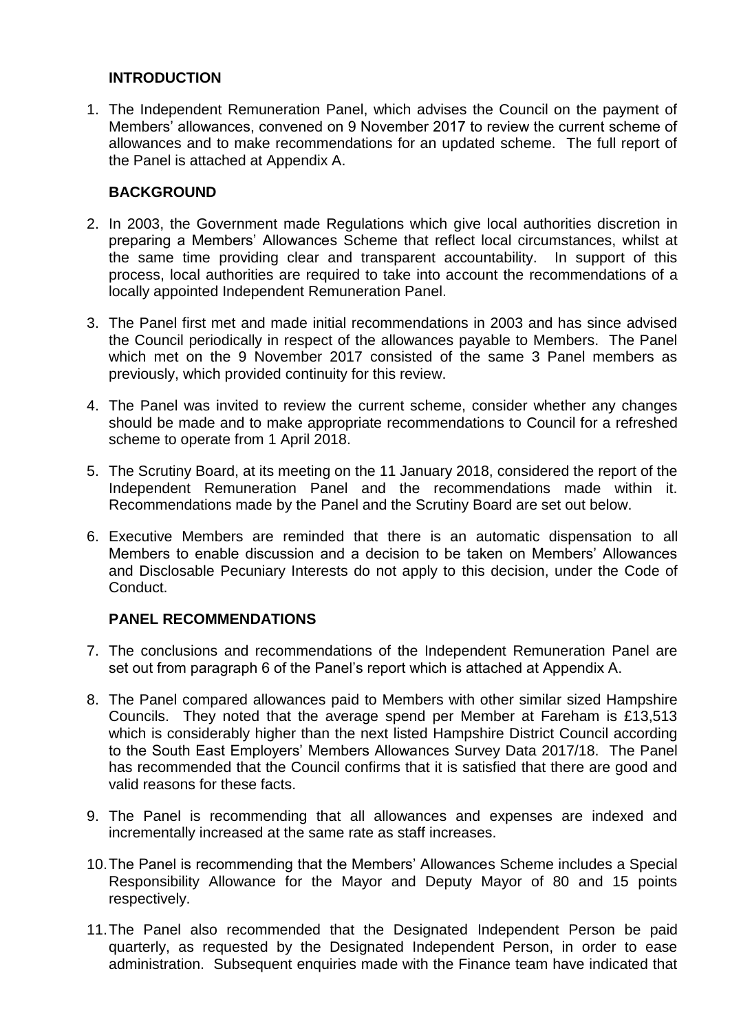## INTRODUCTION

1. The Independent Remuneration Panel, which advises the Council on the payment of Members' allowances, convened on 9 November 2017 to review the current scheme of allowances and to make recommendations for an updated scheme. The full report of the Panel is attached at Appendix A.

## BACKGROUND

2. In 2003, the Government made Regulations which give local authorities discretion in preparing a Members' Allowances Scheme that reflect local circumstances, whilst at the same time providing clear and transparent accountability. In support of this process, local authorities are required to take into account the recommendations of a locally appointed Independent Remuneration Panel.

3. The Panel first met and made initial recommendations in 2003 and has since advised the Council periodically in respect of the allowances payable to Members. The Panel which met on the 9 November 2017 consisted of the same 3 Panel members as previously, which provided continuity for this review.

4. The Panel was invited to review the current scheme, consider whether any changes should be made and to make appropriate recommendations to Council for a refreshed scheme to operate from 1 April 2018.

5. The Scrutiny Board, at its meeting on the 11 January 2018, considered the report of the Independent Remuneration Panel and the recommendations made within it. Recommendations made by the Panel and the Scrutiny Board are set out below.

6. Executive Members are reminded that there is an automatic dispensation to all Members to enable discussion and a decision to be taken on Members' Allowances and Disclosable Pecuniary Interests do not apply to this decision, under the Code of Conduct.

## PANEL RECOMMENDATIONS

7. The conclusions and recommendations of the Independent Remuneration Panel are set out from paragraph 6 of the Panel's report which is attached at Appendix A.

8. The Panel compared allowances paid to Members with other similar sized Hampshire Councils. They noted that the average spend per Member at Fareham is £13,513 which is considerably higher than the next listed Hampshire District Council according to the South East Employers' Members Allowances Survey Data 2017/18. The Panel has recommended that the Council confirms that it is satisfied that there are good and valid reasons for these facts.

9. The Panel is recommending that all allowances and expenses are indexed and incrementally increased at the same rate as staff increases.

10. The Panel is recommending that the Members' Allowances Scheme includes a Special Responsibility Allowance for the Mayor and Deputy Mayor of 80 and 15 points respectively.

11. The Panel also recommended that the Designated Independent Person be paid quarterly, as requested by the Designated Independent Person, in order to ease administration. Subsequent enquiries made with the Finance team have indicated that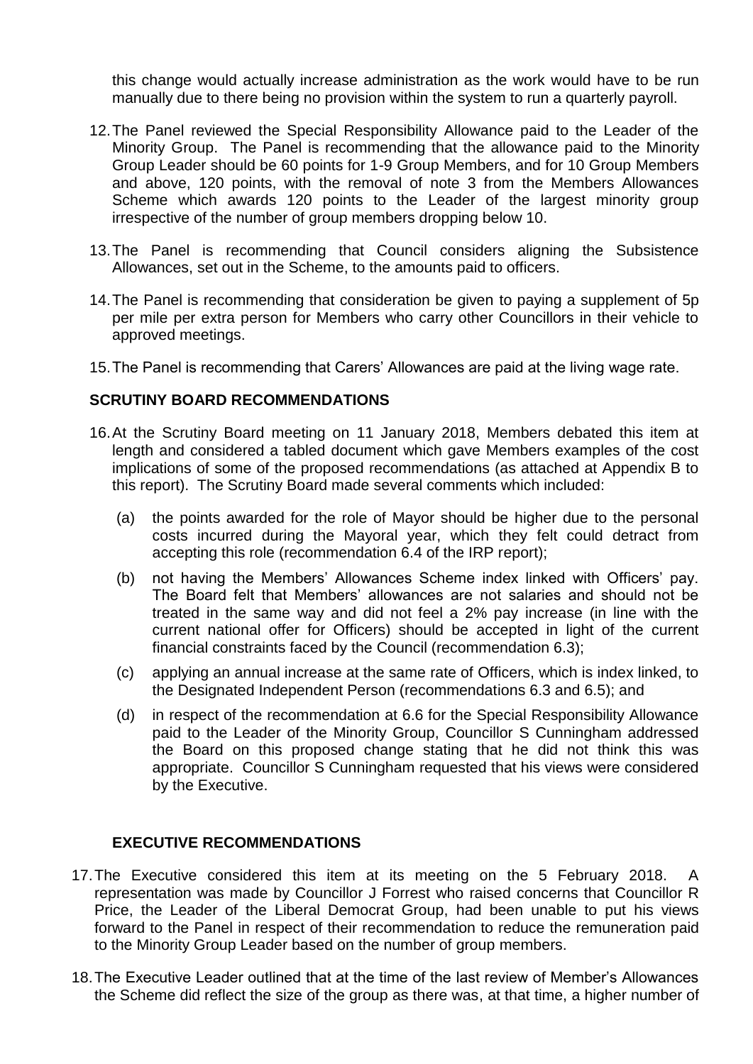this change would actually increase administration as the work would have to be run manually due to there being no provision within the system to run a quarterly payroll.

12. The Panel reviewed the Special Responsibility Allowance paid to the Leader of the Minority Group. The Panel is recommending that the allowance paid to the Minority Group Leader should be 60 points for 1-9 Group Members, and for 10 Group Members and above, 120 points, with the removal of note 3 from the Members Allowances Scheme which awards 120 points to the Leader of the largest minority group irrespective of the number of group members dropping below 10.

13. The Panel is recommending that Council considers aligning the Subsistence Allowances, set out in the Scheme, to the amounts paid to officers.

14. The Panel is recommending that consideration be given to paying a supplement of 5p per mile per extra person for Members who carry other Councillors in their vehicle to approved meetings.

15. The Panel is recommending that Carers' Allowances are paid at the living wage rate.

## SCRUTINY BOARD RECOMMENDATIONS

16. At the Scrutiny Board meeting on 11 January 2018, Members debated this item at length and considered a tabled document which gave Members examples of the cost implications of some of the proposed recommendations (as attached at Appendix B to this report). The Scrutiny Board made several comments which included:

    (a) the points awarded for the role of Mayor should be higher due to the personal costs incurred during the Mayoral year, which they felt could detract from accepting this role (recommendation 6.4 of the IRP report);

    (b) not having the Members' Allowances Scheme index linked with Officers' pay. The Board felt that Members' allowances are not salaries and should not be treated in the same way and did not feel a 2% pay increase (in line with the current national offer for Officers) should be accepted in light of the current financial constraints faced by the Council (recommendation 6.3);

    (c) applying an annual increase at the same rate of Officers, which is index linked, to the Designated Independent Person (recommendations 6.3 and 6.5); and

    (d) in respect of the recommendation at 6.6 for the Special Responsibility Allowance paid to the Leader of the Minority Group, Councillor S Cunningham addressed the Board on this proposed change stating that he did not think this was appropriate. Councillor S Cunningham requested that his views were considered by the Executive.

## EXECUTIVE RECOMMENDATIONS

17. The Executive considered this item at its meeting on the 5 February 2018. A representation was made by Councillor J Forrest who raised concerns that Councillor R Price, the Leader of the Liberal Democrat Group, had been unable to put his views forward to the Panel in respect of their recommendation to reduce the remuneration paid to the Minority Group Leader based on the number of group members.

18. The Executive Leader outlined that at the time of the last review of Member's Allowances the Scheme did reflect the size of the group as there was, at that time, a higher number of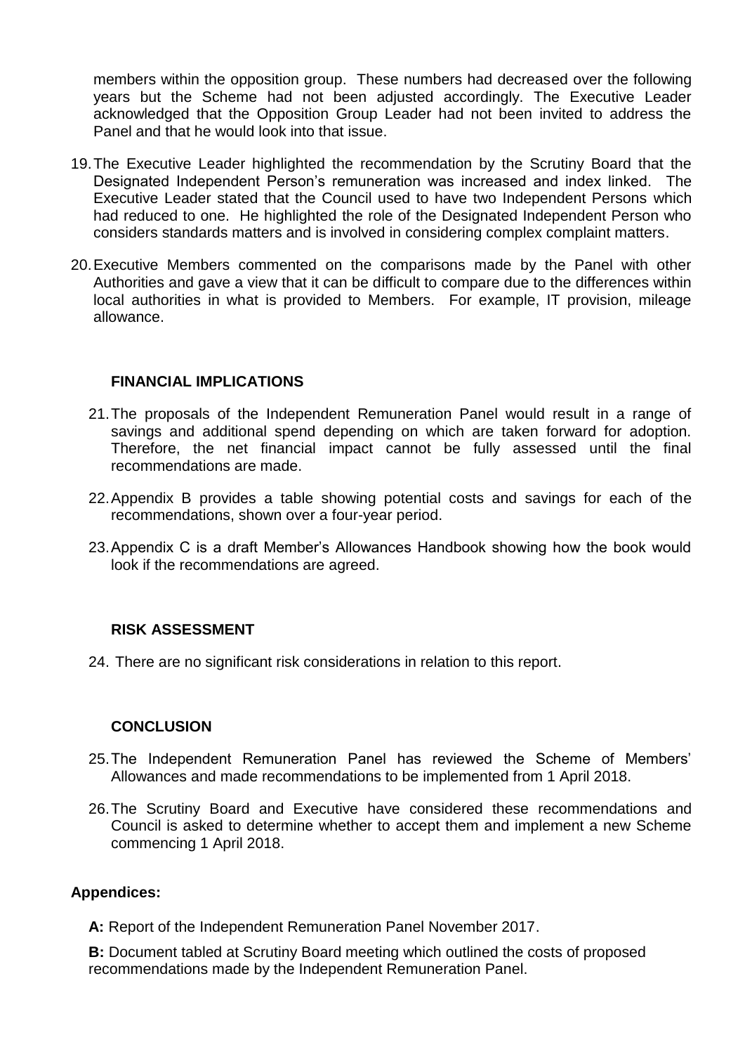members within the opposition group. These numbers had decreased over the following years but the Scheme had not been adjusted accordingly. The Executive Leader acknowledged that the Opposition Group Leader had not been invited to address the Panel and that he would look into that issue.

19. The Executive Leader highlighted the recommendation by the Scrutiny Board that the Designated Independent Person's remuneration was increased and index linked. The Executive Leader stated that the Council used to have two Independent Persons which had reduced to one. He highlighted the role of the Designated Independent Person who considers standards matters and is involved in considering complex complaint matters.

20. Executive Members commented on the comparisons made by the Panel with other Authorities and gave a view that it can be difficult to compare due to the differences within local authorities in what is provided to Members. For example, IT provision, mileage allowance.

## FINANCIAL IMPLICATIONS

21. The proposals of the Independent Remuneration Panel would result in a range of savings and additional spend depending on which are taken forward for adoption. Therefore, the net financial impact cannot be fully assessed until the final recommendations are made.

22. Appendix B provides a table showing potential costs and savings for each of the recommendations, shown over a four-year period.

23. Appendix C is a draft Member's Allowances Handbook showing how the book would look if the recommendations are agreed.

## RISK ASSESSMENT

24. There are no significant risk considerations in relation to this report.

## CONCLUSION

25. The Independent Remuneration Panel has reviewed the Scheme of Members' Allowances and made recommendations to be implemented from 1 April 2018.

26. The Scrutiny Board and Executive have considered these recommendations and Council is asked to determine whether to accept them and implement a new Scheme commencing 1 April 2018.

## Appendices:

**A:** Report of the Independent Remuneration Panel November 2017.

**B:** Document tabled at Scrutiny Board meeting which outlined the costs of proposed recommendations made by the Independent Remuneration Panel.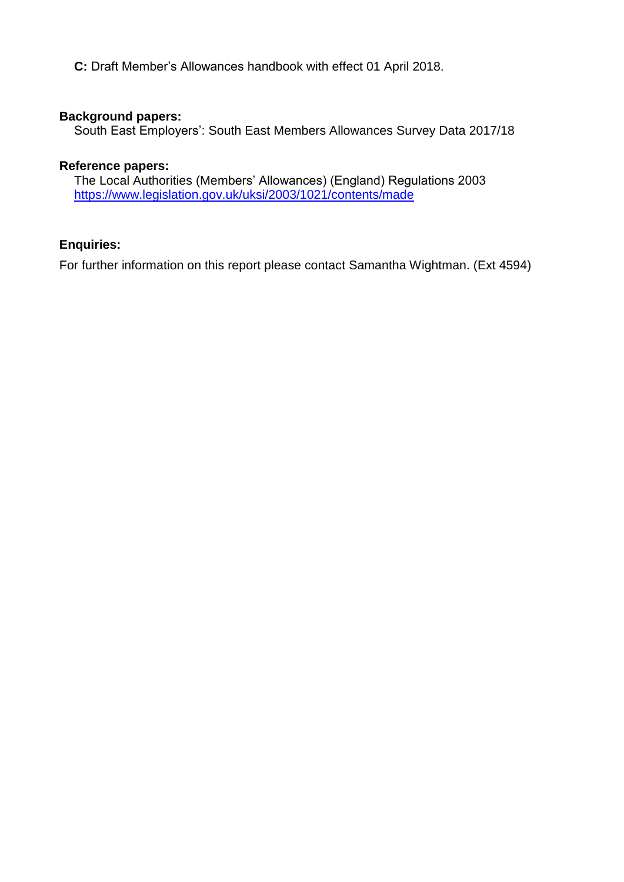**C:** Draft Member's Allowances handbook with effect 01 April 2018.

**Background papers:**

South East Employers': South East Members Allowances Survey Data 2017/18

**Reference papers:**

The Local Authorities (Members' Allowances) (England) Regulations 2003
https://www.legislation.gov.uk/uksi/2003/1021/contents/made

**Enquiries:**

For further information on this report please contact Samantha Wightman. (Ext 4594)